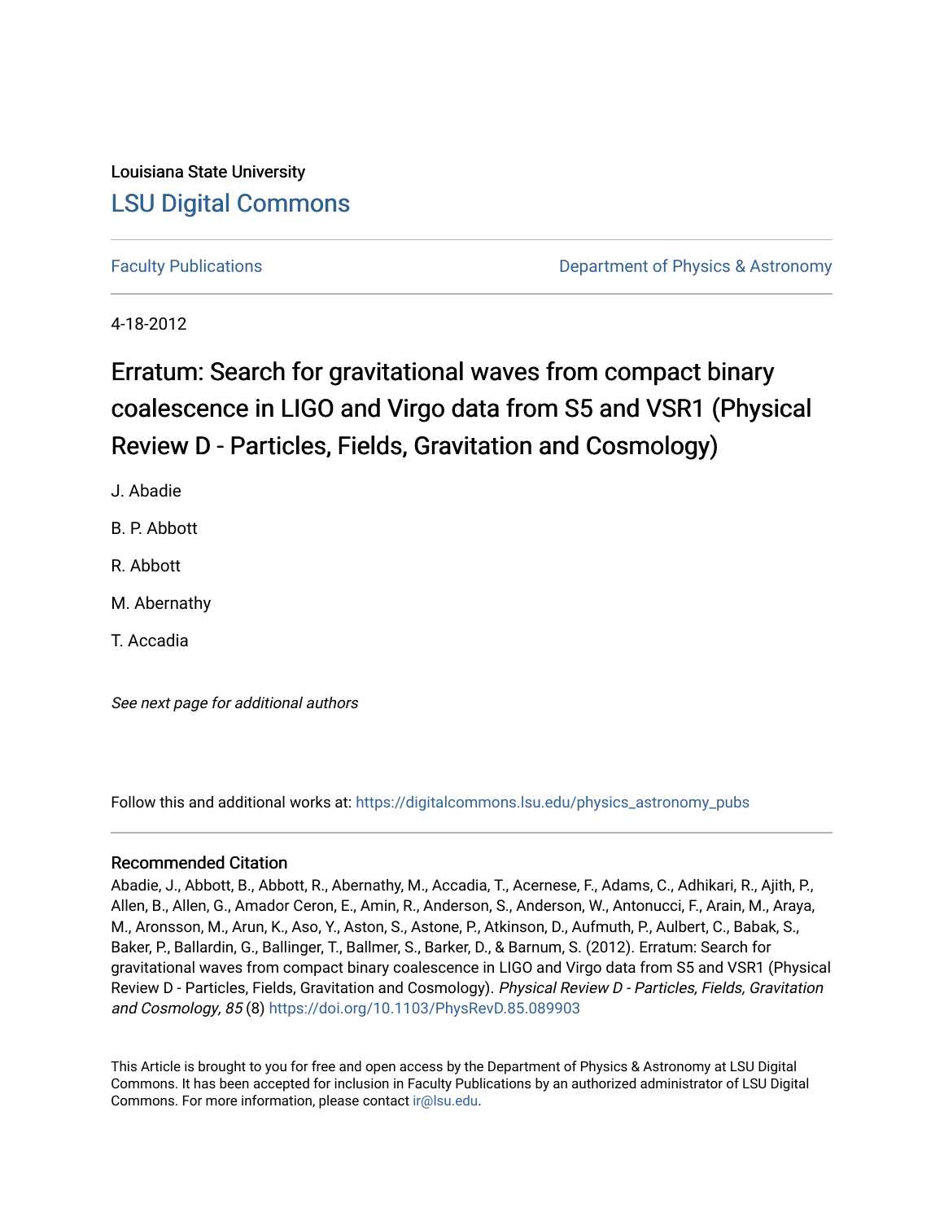Louisiana State University

# LSU Digital Commons

Faculty Publications

Department of Physics & Astronomy

4-18-2012

# Erratum: Search for gravitational waves from compact binary coalescence in LIGO and Virgo data from S5 and VSR1 (Physical Review D - Particles, Fields, Gravitation and Cosmology)

J. Abadie

B. P. Abbott

R. Abbott

M. Abernathy

T. Accadia

*See next page for additional authors*

Follow this and additional works at: https://digitalcommons.lsu.edu/physics_astronomy_pubs

## Recommended Citation

Abadie, J., Abbott, B., Abbott, R., Abernathy, M., Accadia, T., Acernese, F., Adams, C., Adhikari, R., Ajith, P., Allen, B., Allen, G., Amador Ceron, E., Amin, R., Anderson, S., Anderson, W., Antonucci, F., Arain, M., Araya, M., Aronsson, M., Arun, K., Aso, Y., Aston, S., Astone, P., Atkinson, D., Aufmuth, P., Aulbert, C., Babak, S., Baker, P., Ballardin, G., Ballinger, T., Ballmer, S., Barker, D., & Barnum, S. (2012). Erratum: Search for gravitational waves from compact binary coalescence in LIGO and Virgo data from S5 and VSR1 (Physical Review D - Particles, Fields, Gravitation and Cosmology). *Physical Review D - Particles, Fields, Gravitation and Cosmology, 85* (8) https://doi.org/10.1103/PhysRevD.85.089903

This Article is brought to you for free and open access by the Department of Physics & Astronomy at LSU Digital Commons. It has been accepted for inclusion in Faculty Publications by an authorized administrator of LSU Digital Commons. For more information, please contact ir@lsu.edu.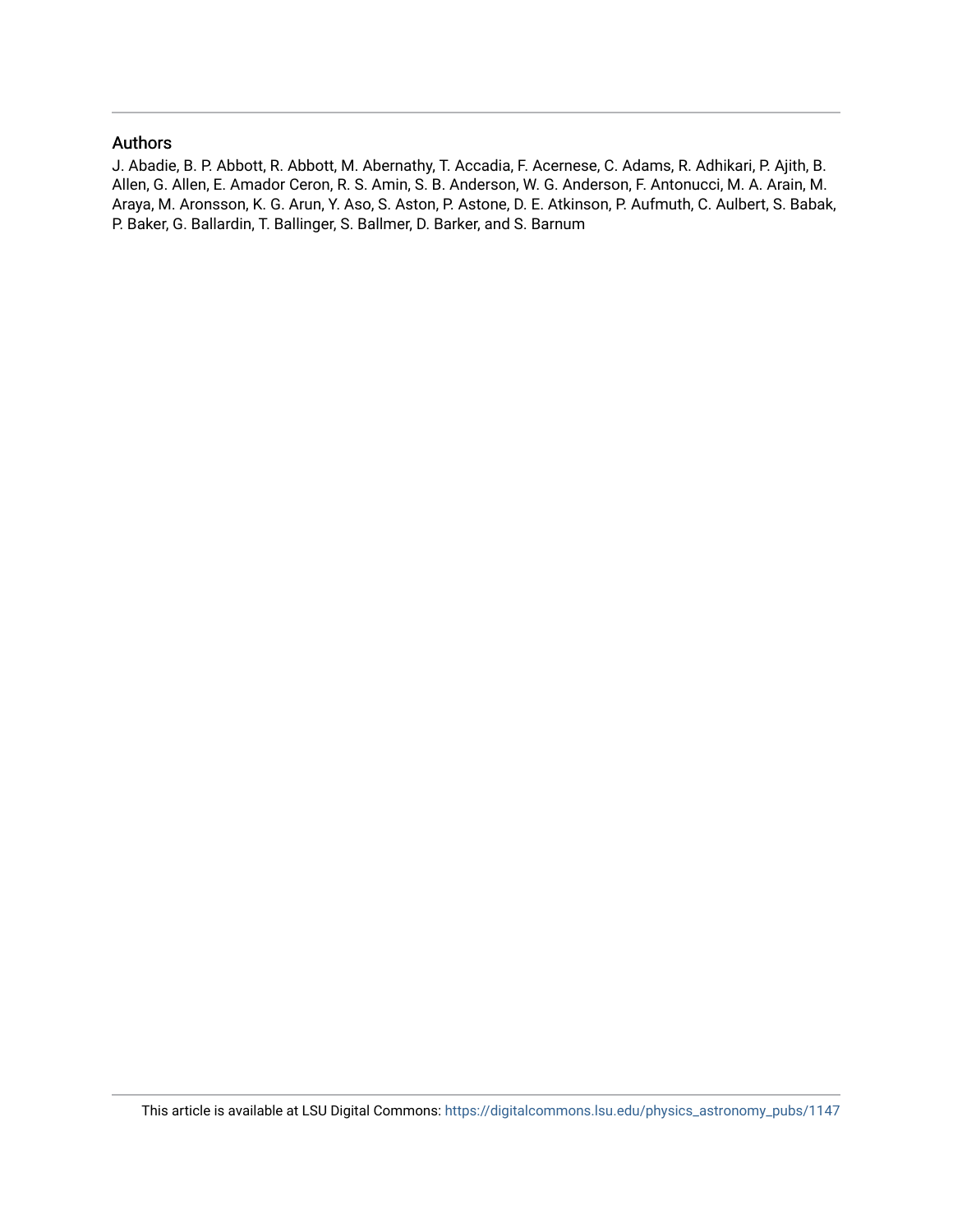## Authors

J. Abadie, B. P. Abbott, R. Abbott, M. Abernathy, T. Accadia, F. Acernese, C. Adams, R. Adhikari, P. Ajith, B. Allen, G. Allen, E. Amador Ceron, R. S. Amin, S. B. Anderson, W. G. Anderson, F. Antonucci, M. A. Arain, M. Araya, M. Aronsson, K. G. Arun, Y. Aso, S. Aston, P. Astone, D. E. Atkinson, P. Aufmuth, C. Aulbert, S. Babak, P. Baker, G. Ballardin, T. Ballinger, S. Ballmer, D. Barker, and S. Barnum

This article is available at LSU Digital Commons: https://digitalcommons.lsu.edu/physics_astronomy_pubs/1147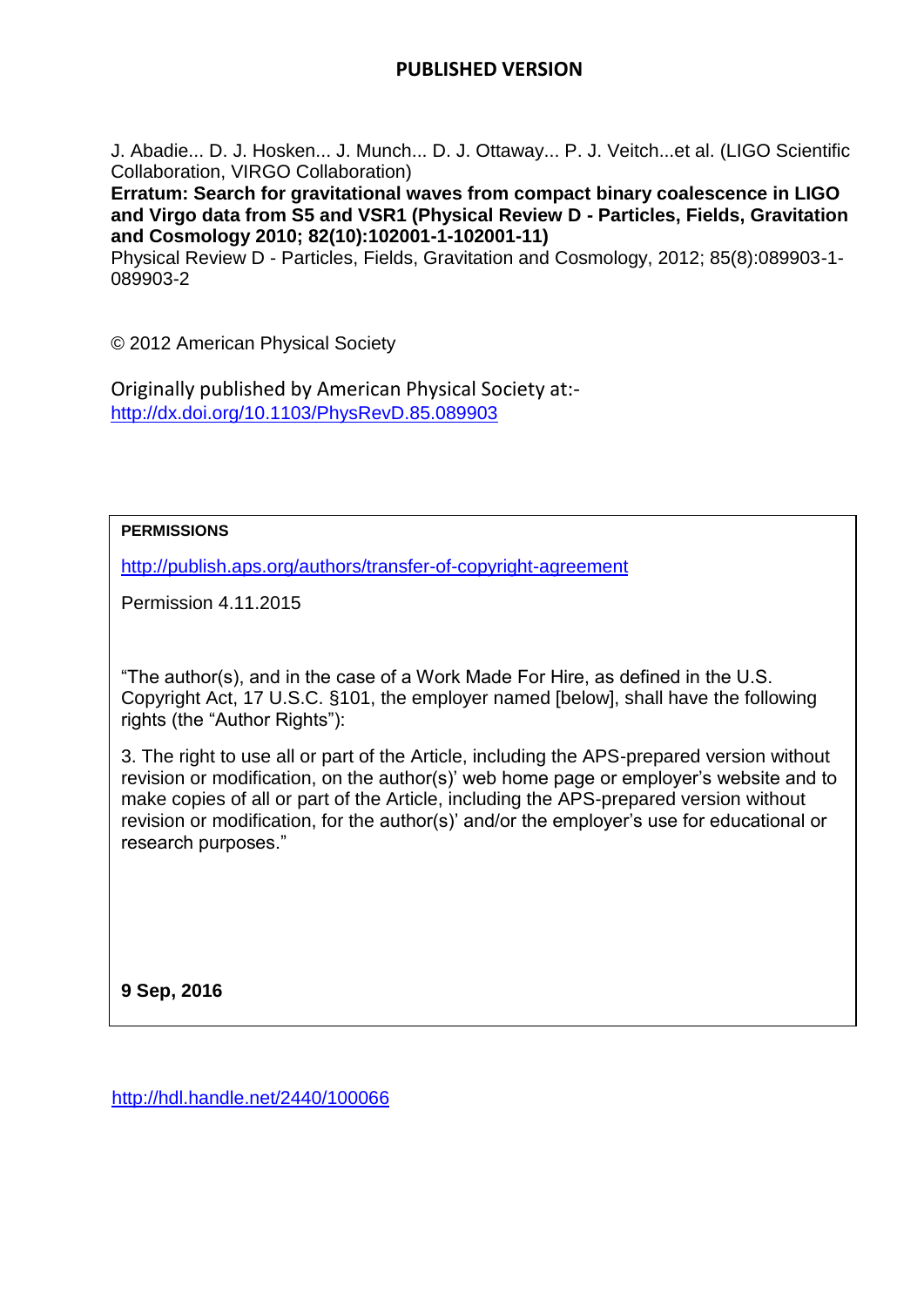# PUBLISHED VERSION

J. Abadie... D. J. Hosken... J. Munch... D. J. Ottaway... P. J. Veitch...et al. (LIGO Scientific Collaboration, VIRGO Collaboration)

**Erratum: Search for gravitational waves from compact binary coalescence in LIGO and Virgo data from S5 and VSR1 (Physical Review D - Particles, Fields, Gravitation and Cosmology 2010; 82(10):102001-1-102001-11)**

Physical Review D - Particles, Fields, Gravitation and Cosmology, 2012; 85(8):089903-1-089903-2

© 2012 American Physical Society

Originally published by American Physical Society at:-
http://dx.doi.org/10.1103/PhysRevD.85.089903

**PERMISSIONS**

http://publish.aps.org/authors/transfer-of-copyright-agreement

Permission 4.11.2015

"The author(s), and in the case of a Work Made For Hire, as defined in the U.S. Copyright Act, 17 U.S.C. §101, the employer named [below], shall have the following rights (the "Author Rights"):

3. The right to use all or part of the Article, including the APS-prepared version without revision or modification, on the author(s)' web home page or employer's website and to make copies of all or part of the Article, including the APS-prepared version without revision or modification, for the author(s)' and/or the employer's use for educational or research purposes."

**9 Sep, 2016**

http://hdl.handle.net/2440/100066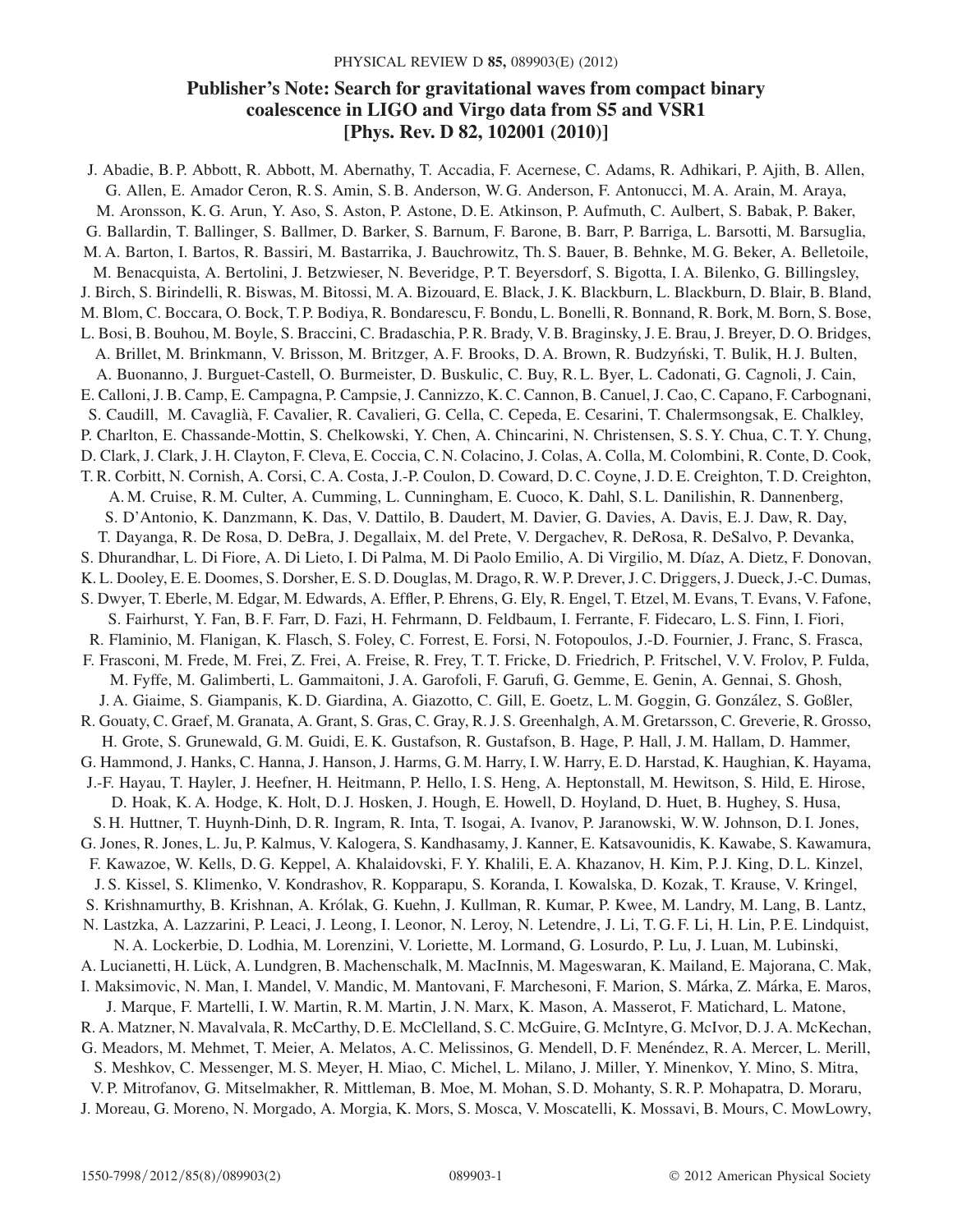# Publisher's Note: Search for gravitational waves from compact binary coalescence in LIGO and Virgo data from S5 and VSR1 [Phys. Rev. D 82, 102001 (2010)]

J. Abadie, B. P. Abbott, R. Abbott, M. Abernathy, T. Accadia, F. Acernese, C. Adams, R. Adhikari, P. Ajith, B. Allen, G. Allen, E. Amador Ceron, R. S. Amin, S. B. Anderson, W. G. Anderson, F. Antonucci, M. A. Arain, M. Araya, M. Aronsson, K. G. Arun, Y. Aso, S. Aston, P. Astone, D. E. Atkinson, P. Aufmuth, C. Aulbert, S. Babak, P. Baker, G. Ballardin, T. Ballinger, S. Ballmer, D. Barker, S. Barnum, F. Barone, B. Barr, P. Barriga, L. Barsotti, M. Barsuglia, M. A. Barton, I. Bartos, R. Bassiri, M. Bastarrika, J. Bauchrowitz, Th. S. Bauer, B. Behnke, M. G. Beker, A. Belletoile, M. Benacquista, A. Bertolini, J. Betzwieser, N. Beveridge, P. T. Beyersdorf, S. Bigotta, I. A. Bilenko, G. Billingsley, J. Birch, S. Birindelli, R. Biswas, M. Bitossi, M. A. Bizouard, E. Black, J. K. Blackburn, L. Blackburn, D. Blair, B. Bland, M. Blom, C. Boccara, O. Bock, T. P. Bodiya, R. Bondarescu, F. Bondu, L. Bonelli, R. Bonnand, R. Bork, M. Born, S. Bose, L. Bosi, B. Bouhou, M. Boyle, S. Braccini, C. Bradaschia, P. R. Brady, V. B. Braginsky, J. E. Brau, J. Breyer, D. O. Bridges, A. Brillet, M. Brinkmann, V. Brisson, M. Britzger, A. F. Brooks, D. A. Brown, R. Budzyński, T. Bulik, H. J. Bulten, A. Buonanno, J. Burguet-Castell, O. Burmeister, D. Buskulic, C. Buy, R. L. Byer, L. Cadonati, G. Cagnoli, J. Cain, E. Calloni, J. B. Camp, E. Campagna, P. Campsie, J. Cannizzo, K. C. Cannon, B. Canuel, J. Cao, C. Capano, F. Carbognani, S. Caudill, M. Cavaglià, F. Cavalier, R. Cavalieri, G. Cella, C. Cepeda, E. Cesarini, T. Chalermsongsak, E. Chalkley, P. Charlton, E. Chassande-Mottin, S. Chelkowski, Y. Chen, A. Chincarini, N. Christensen, S. S. Y. Chua, C. T. Y. Chung, D. Clark, J. Clark, J. H. Clayton, F. Cleva, E. Coccia, C. N. Colacino, J. Colas, A. Colla, M. Colombini, R. Conte, D. Cook, T. R. Corbitt, N. Cornish, A. Corsi, C. A. Costa, J.-P. Coulon, D. Coward, D. C. Coyne, J. D. E. Creighton, T. D. Creighton, A. M. Cruise, R. M. Culter, A. Cumming, L. Cunningham, E. Cuoco, K. Dahl, S. L. Danilishin, R. Dannenberg, S. D'Antonio, K. Danzmann, K. Das, V. Dattilo, B. Daudert, M. Davier, G. Davies, A. Davis, E. J. Daw, R. Day, T. Dayanga, R. De Rosa, D. DeBra, J. Degallaix, M. del Prete, V. Dergachev, R. DeRosa, R. DeSalvo, P. Devanka, S. Dhurandhar, L. Di Fiore, A. Di Lieto, I. Di Palma, M. Di Paolo Emilio, A. Di Virgilio, M. Díaz, A. Dietz, F. Donovan, K. L. Dooley, E. E. Doomes, S. Dorsher, E. S. D. Douglas, M. Drago, R. W. P. Drever, J. C. Driggers, J. Dueck, J.-C. Dumas, S. Dwyer, T. Eberle, M. Edgar, M. Edwards, A. Effler, P. Ehrens, G. Ely, R. Engel, T. Etzel, M. Evans, T. Evans, V. Fafone, S. Fairhurst, Y. Fan, B. F. Farr, D. Fazi, H. Fehrmann, D. Feldbaum, I. Ferrante, F. Fidecaro, L. S. Finn, I. Fiori, R. Flaminio, M. Flanigan, K. Flasch, S. Foley, C. Forrest, E. Forsi, N. Fotopoulos, J.-D. Fournier, J. Franc, S. Frasca, F. Frasconi, M. Frede, M. Frei, Z. Frei, A. Freise, R. Frey, T. T. Fricke, D. Friedrich, P. Fritschel, V. V. Frolov, P. Fulda, M. Fyffe, M. Galimberti, L. Gammaitoni, J. A. Garofoli, F. Garufi, G. Gemme, E. Genin, A. Gennai, S. Ghosh, J. A. Giaime, S. Giampanis, K. D. Giardina, A. Giazotto, C. Gill, E. Goetz, L. M. Goggin, G. González, S. Goßler, R. Gouaty, C. Graef, M. Granata, A. Grant, S. Gras, C. Gray, R. J. S. Greenhalgh, A. M. Gretarsson, C. Greverie, R. Grosso, H. Grote, S. Grunewald, G. M. Guidi, E. K. Gustafson, R. Gustafson, B. Hage, P. Hall, J. M. Hallam, D. Hammer, G. Hammond, J. Hanks, C. Hanna, J. Hanson, J. Harms, G. M. Harry, I. W. Harry, E. D. Harstad, K. Haughian, K. Hayama, J.-F. Hayau, T. Hayler, J. Heefner, H. Heitmann, P. Hello, I. S. Heng, A. Heptonstall, M. Hewitson, S. Hild, E. Hirose, D. Hoak, K. A. Hodge, K. Holt, D. J. Hosken, J. Hough, E. Howell, D. Hoyland, D. Huet, B. Hughey, S. Husa, S. H. Huttner, T. Huynh-Dinh, D. R. Ingram, R. Inta, T. Isogai, A. Ivanov, P. Jaranowski, W. W. Johnson, D. I. Jones, G. Jones, R. Jones, L. Ju, P. Kalmus, V. Kalogera, S. Kandhasamy, J. Kanner, E. Katsavounidis, K. Kawabe, S. Kawamura, F. Kawazoe, W. Kells, D. G. Keppel, A. Khalaidovski, F. Y. Khalili, E. A. Khazanov, H. Kim, P. J. King, D. L. Kinzel, J. S. Kissel, S. Klimenko, V. Kondrashov, R. Kopparapu, S. Koranda, I. Kowalska, D. Kozak, T. Krause, V. Kringel, S. Krishnamurthy, B. Krishnan, A. Królak, G. Kuehn, J. Kullman, R. Kumar, P. Kwee, M. Landry, M. Lang, B. Lantz, N. Lastzka, A. Lazzarini, P. Leaci, J. Leong, I. Leonor, N. Leroy, N. Letendre, J. Li, T. G. F. Li, H. Lin, P. E. Lindquist, N. A. Lockerbie, D. Lodhia, M. Lorenzini, V. Loriette, M. Lormand, G. Losurdo, P. Lu, J. Luan, M. Lubinski, A. Lucianetti, H. Lück, A. Lundgren, B. Machenschalk, M. MacInnis, M. Mageswaran, K. Mailand, E. Majorana, C. Mak, I. Maksimovic, N. Man, I. Mandel, V. Mandic, M. Mantovani, F. Marchesoni, F. Marion, S. Márka, Z. Márka, E. Maros, J. Marque, F. Martelli, I. W. Martin, R. M. Martin, J. N. Marx, K. Mason, A. Masserot, F. Matichard, L. Matone, R. A. Matzner, N. Mavalvala, R. McCarthy, D. E. McClelland, S. C. McGuire, G. McIntyre, G. McIvor, D. J. A. McKechan, G. Meadors, M. Mehmet, T. Meier, A. Melatos, A. C. Melissinos, G. Mendell, D. F. Menéndez, R. A. Mercer, L. Merill, S. Meshkov, C. Messenger, M. S. Meyer, H. Miao, C. Michel, L. Milano, J. Miller, Y. Minenkov, Y. Mino, S. Mitra, V. P. Mitrofanov, G. Mitselmakher, R. Mittleman, B. Moe, M. Mohan, S. D. Mohanty, S. R. P. Mohapatra, D. Moraru, J. Moreau, G. Moreno, N. Morgado, A. Morgia, K. Mors, S. Mosca, V. Moscatelli, K. Mossavi, B. Mours, C. MowLowry,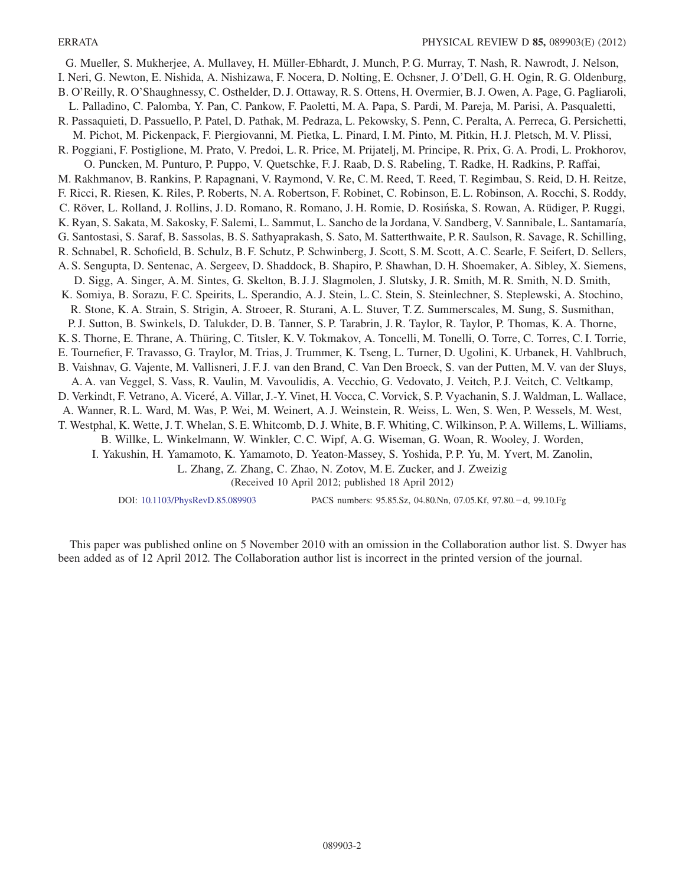G. Mueller, S. Mukherjee, A. Mullavey, H. Müller-Ebhardt, J. Munch, P. G. Murray, T. Nash, R. Nawrodt, J. Nelson, I. Neri, G. Newton, E. Nishida, A. Nishizawa, F. Nocera, D. Nolting, E. Ochsner, J. O'Dell, G. H. Ogin, R. G. Oldenburg, B. O'Reilly, R. O'Shaughnessy, C. Osthelder, D. J. Ottaway, R. S. Ottens, H. Overmier, B. J. Owen, A. Page, G. Pagliaroli, L. Palladino, C. Palomba, Y. Pan, C. Pankow, F. Paoletti, M. A. Papa, S. Pardi, M. Pareja, M. Parisi, A. Pasqualetti, R. Passaquieti, D. Passuello, P. Patel, D. Pathak, M. Pedraza, L. Pekowsky, S. Penn, C. Peralta, A. Perreca, G. Persichetti, M. Pichot, M. Pickenpack, F. Piergiovanni, M. Pietka, L. Pinard, I. M. Pinto, M. Pitkin, H. J. Pletsch, M. V. Plissi, R. Poggiani, F. Postiglione, M. Prato, V. Predoi, L. R. Price, M. Prijatelj, M. Principe, R. Prix, G. A. Prodi, L. Prokhorov, O. Puncken, M. Punturo, P. Puppo, V. Quetschke, F. J. Raab, D. S. Rabeling, T. Radke, H. Radkins, P. Raffai, M. Rakhmanov, B. Rankins, P. Rapagnani, V. Raymond, V. Re, C. M. Reed, T. Reed, T. Regimbau, S. Reid, D. H. Reitze, F. Ricci, R. Riesen, K. Riles, P. Roberts, N. A. Robertson, F. Robinet, C. Robinson, E. L. Robinson, A. Rocchi, S. Roddy, C. Röver, L. Rolland, J. Rollins, J. D. Romano, R. Romano, J. H. Romie, D. Rosińska, S. Rowan, A. Rüdiger, P. Ruggi, K. Ryan, S. Sakata, M. Sakosky, F. Salemi, L. Sammut, L. Sancho de la Jordana, V. Sandberg, V. Sannibale, L. Santamaría, G. Santostasi, S. Saraf, B. Sassolas, B. S. Sathyaprakash, S. Sato, M. Satterthwaite, P. R. Saulson, R. Savage, R. Schilling, R. Schnabel, R. Schofield, B. Schulz, B. F. Schutz, P. Schwinberg, J. Scott, S. M. Scott, A. C. Searle, F. Seifert, D. Sellers, A. S. Sengupta, D. Sentenac, A. Sergeev, D. Shaddock, B. Shapiro, P. Shawhan, D. H. Shoemaker, A. Sibley, X. Siemens, D. Sigg, A. Singer, A. M. Sintes, G. Skelton, B. J. J. Slagmolen, J. Slutsky, J. R. Smith, M. R. Smith, N. D. Smith, K. Somiya, B. Sorazu, F. C. Speirits, L. Sperandio, A. J. Stein, L. C. Stein, S. Steinlechner, S. Steplewski, A. Stochino, R. Stone, K. A. Strain, S. Strigin, A. Stroeer, R. Sturani, A. L. Stuver, T. Z. Summerscales, M. Sung, S. Susmithan, P. J. Sutton, B. Swinkels, D. Talukder, D. B. Tanner, S. P. Tarabrin, J. R. Taylor, R. Taylor, P. Thomas, K. A. Thorne, K. S. Thorne, E. Thrane, A. Thüring, C. Titsler, K. V. Tokmakov, A. Toncelli, M. Tonelli, O. Torre, C. Torres, C. I. Torrie, E. Tournefier, F. Travasso, G. Traylor, M. Trias, J. Trummer, K. Tseng, L. Turner, D. Ugolini, K. Urbanek, H. Vahlbruch, B. Vaishnav, G. Vajente, M. Vallisneri, J. F. J. van den Brand, C. Van Den Broeck, S. van der Putten, M. V. van der Sluys, A. A. van Veggel, S. Vass, R. Vaulin, M. Vavoulidis, A. Vecchio, G. Vedovato, J. Veitch, P. J. Veitch, C. Veltkamp, D. Verkindt, F. Vetrano, A. Viceré, A. Villar, J.-Y. Vinet, H. Vocca, C. Vorvick, S. P. Vyachanin, S. J. Waldman, L. Wallace, A. Wanner, R. L. Ward, M. Was, P. Wei, M. Weinert, A. J. Weinstein, R. Weiss, L. Wen, S. Wen, P. Wessels, M. West, T. Westphal, K. Wette, J. T. Whelan, S. E. Whitcomb, D. J. White, B. F. Whiting, C. Wilkinson, P. A. Willems, L. Williams, B. Willke, L. Winkelmann, W. Winkler, C. C. Wipf, A. G. Wiseman, G. Woan, R. Wooley, J. Worden, I. Yakushin, H. Yamamoto, K. Yamamoto, D. Yeaton-Massey, S. Yoshida, P. P. Yu, M. Yvert, M. Zanolin, L. Zhang, Z. Zhang, C. Zhao, N. Zotov, M. E. Zucker, and J. Zweizig

(Received 10 April 2012; published 18 April 2012)

DOI: 10.1103/PhysRevD.85.089903 PACS numbers: 95.85.Sz, 04.80.Nn, 07.05.Kf, 97.80.−d, 99.10.Fg

This paper was published online on 5 November 2010 with an omission in the Collaboration author list. S. Dwyer has been added as of 12 April 2012. The Collaboration author list is incorrect in the printed version of the journal.